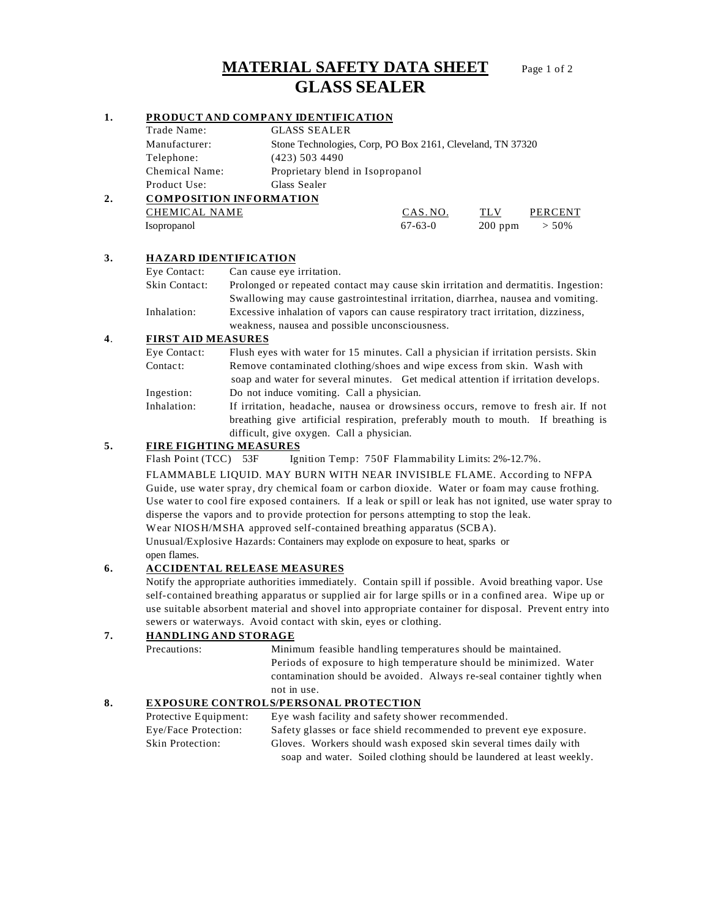# MATERIAL SAFETY DATA SHEET
# GLASS SEALER

## 1. PRODUCT AND COMPANY IDENTIFICATION

| | |
|---|---|
| Trade Name: | GLASS SEALER |
| Manufacturer: | Stone Technologies, Corp, PO Box 2161, Cleveland, TN 37320 |
| Telephone: | (423) 503 4490 |
| Chemical Name: | Proprietary blend in Isopropanol |
| Product Use: | Glass Sealer |

## 2. COMPOSITION INFORMATION

| CHEMICAL NAME | CAS. NO. | TLV | PERCENT |
|---|---|---|---|
| Isopropanol | 67-63-0 | 200 ppm | > 50% |

## 3. HAZARD IDENTIFICATION

| | |
|---|---|
| Eye Contact: | Can cause eye irritation. |
| Skin Contact: | Prolonged or repeated contact may cause skin irritation and dermatitis. Ingestion: Swallowing may cause gastrointestinal irritation, diarrhea, nausea and vomiting. |
| Inhalation: | Excessive inhalation of vapors can cause respiratory tract irritation, dizziness, weakness, nausea and possible unconsciousness. |

## 4. FIRST AID MEASURES

| | |
|---|---|
| Eye Contact: | Flush eyes with water for 15 minutes. Call a physician if irritation persists. Skin |
| Contact: | Remove contaminated clothing/shoes and wipe excess from skin. Wash with soap and water for several minutes. Get medical attention if irritation develops. |
| Ingestion: | Do not induce vomiting. Call a physician. |
| Inhalation: | If irritation, headache, nausea or drowsiness occurs, remove to fresh air. If not breathing give artificial respiration, preferably mouth to mouth. If breathing is difficult, give oxygen. Call a physician. |

## 5. FIRE FIGHTING MEASURES

Flash Point (TCC) 53F Ignition Temp: 750F Flammability Limits: 2%-12.7%.

FLAMMABLE LIQUID. MAY BURN WITH NEAR INVISIBLE FLAME. According to NFPA Guide, use water spray, dry chemical foam or carbon dioxide. Water or foam may cause frothing. Use water to cool fire exposed containers. If a leak or spill or leak has not ignited, use water spray to disperse the vapors and to provide protection for persons attempting to stop the leak.

Wear NIOSH/MSHA approved self-contained breathing apparatus (SCBA).

Unusual/Explosive Hazards: Containers may explode on exposure to heat, sparks or open flames.

## 6. ACCIDENTAL RELEASE MEASURES

Notify the appropriate authorities immediately. Contain spill if possible. Avoid breathing vapor. Use self-contained breathing apparatus or supplied air for large spills or in a confined area. Wipe up or use suitable absorbent material and shovel into appropriate container for disposal. Prevent entry into sewers or waterways. Avoid contact with skin, eyes or clothing.

## 7. HANDLING AND STORAGE

| | |
|---|---|
| Precautions: | Minimum feasible handling temperatures should be maintained. Periods of exposure to high temperature should be minimized. Water contamination should be avoided. Always re-seal container tightly when not in use. |

## 8. EXPOSURE CONTROLS/PERSONAL PROTECTION

| | |
|---|---|
| Protective Equipment: | Eye wash facility and safety shower recommended. |
| Eye/Face Protection: | Safety glasses or face shield recommended to prevent eye exposure. |
| Skin Protection: | Gloves. Workers should wash exposed skin several times daily with soap and water. Soiled clothing should be laundered at least weekly. |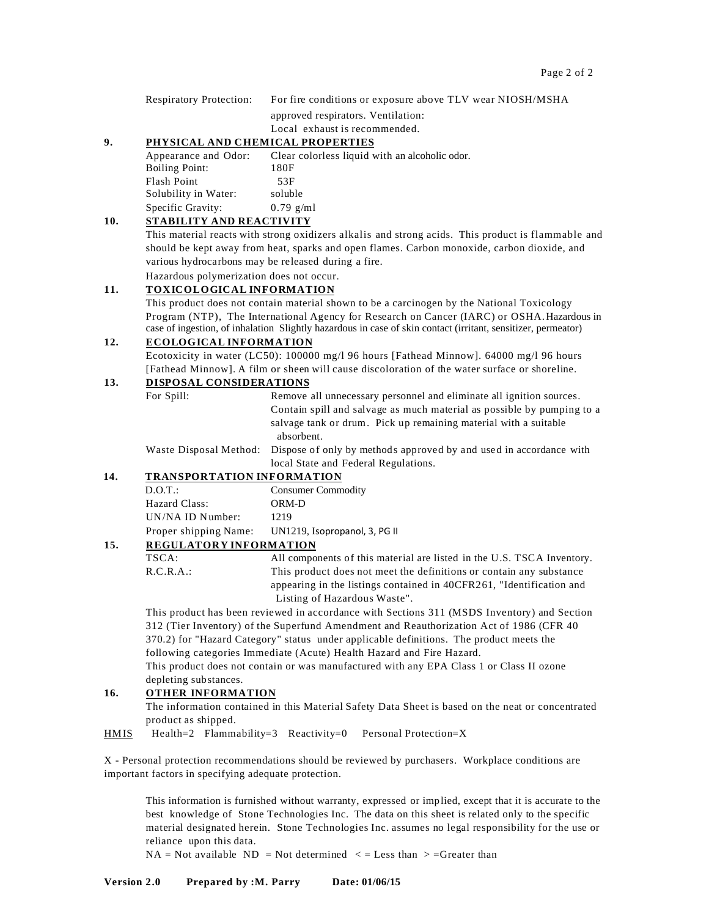Respiratory Protection: For fire conditions or exposure above TLV wear NIOSH/MSHA approved respirators. Ventilation: Local exhaust is recommended.

## 9. PHYSICAL AND CHEMICAL PROPERTIES

| | |
|---|---|
| Appearance and Odor: | Clear colorless liquid with an alcoholic odor. |
| Boiling Point: | 180F |
| Flash Point | 53F |
| Solubility in Water: | soluble |
| Specific Gravity: | 0.79 g/ml |

## 10. STABILITY AND REACTIVITY

This material reacts with strong oxidizers alkalis and strong acids. This product is flammable and should be kept away from heat, sparks and open flames. Carbon monoxide, carbon dioxide, and various hydrocarbons may be released during a fire.

Hazardous polymerization does not occur.

## 11. TOXICOLOGICAL INFORMATION

This product does not contain material shown to be a carcinogen by the National Toxicology Program (NTP), The International Agency for Research on Cancer (IARC) or OSHA. Hazardous in case of ingestion, of inhalation Slightly hazardous in case of skin contact (irritant, sensitizer, permeator)

## 12. ECOLOGICAL INFORMATION

Ecotoxicity in water (LC50): 100000 mg/l 96 hours [Fathead Minnow]. 64000 mg/l 96 hours [Fathead Minnow]. A film or sheen will cause discoloration of the water surface or shoreline.

## 13. DISPOSAL CONSIDERATIONS

| | |
|---|---|
| For Spill: | Remove all unnecessary personnel and eliminate all ignition sources. Contain spill and salvage as much material as possible by pumping to a salvage tank or drum. Pick up remaining material with a suitable absorbent. |
| Waste Disposal Method: | Dispose of only by methods approved by and used in accordance with local State and Federal Regulations. |

## 14. TRANSPORTATION INFORMATION

| | |
|---|---|
| D.O.T.: | Consumer Commodity |
| Hazard Class: | ORM-D |
| UN/NA ID Number: | 1219 |
| Proper shipping Name: | UN1219, Isopropanol, 3, PG II |

## 15. REGULATORY INFORMATION

| | |
|---|---|
| TSCA: | All components of this material are listed in the U.S. TSCA Inventory. |
| R.C.R.A.: | This product does not meet the definitions or contain any substance appearing in the listings contained in 40CFR261, "Identification and Listing of Hazardous Waste". |

This product has been reviewed in accordance with Sections 311 (MSDS Inventory) and Section 312 (Tier Inventory) of the Superfund Amendment and Reauthorization Act of 1986 (CFR 40 370.2) for "Hazard Category" status under applicable definitions. The product meets the following categories Immediate (Acute) Health Hazard and Fire Hazard.

This product does not contain or was manufactured with any EPA Class 1 or Class II ozone depleting substances.

## 16. OTHER INFORMATION

The information contained in this Material Safety Data Sheet is based on the neat or concentrated product as shipped.

HMIS Health=2 Flammability=3 Reactivity=0 Personal Protection=X

X - Personal protection recommendations should be reviewed by purchasers. Workplace conditions are important factors in specifying adequate protection.

This information is furnished without warranty, expressed or implied, except that it is accurate to the best knowledge of Stone Technologies Inc. The data on this sheet is related only to the specific material designated herein. Stone Technologies Inc. assumes no legal responsibility for the use or reliance upon this data.

NA = Not available ND = Not determined < = Less than > =Greater than

**Version 2.0 Prepared by :M. Parry Date: 01/06/15**